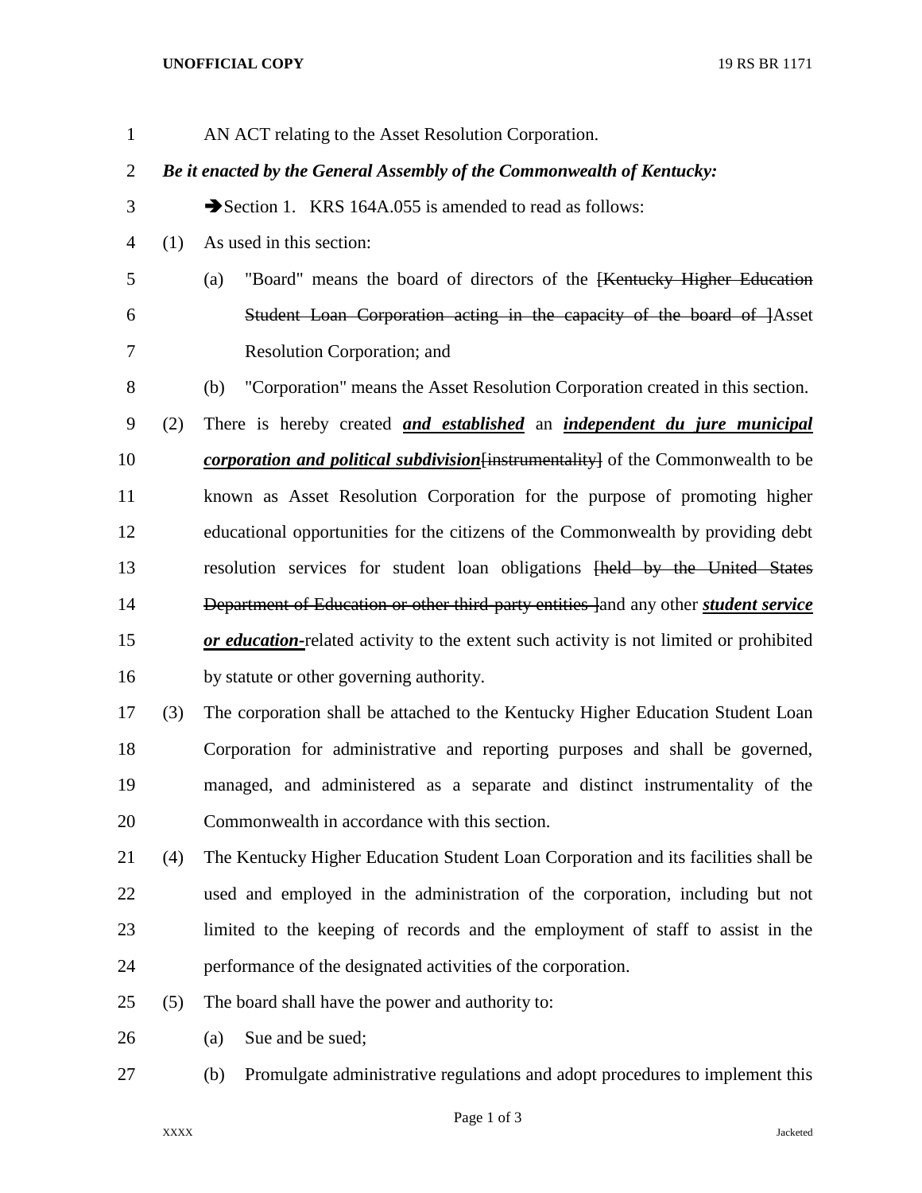AN ACT relating to the Asset Resolution Corporation.

***Be it enacted by the General Assembly of the Commonwealth of Kentucky:***

➔Section 1. KRS 164A.055 is amended to read as follows:

(1) As used in this section:

(a) "Board" means the board of directors of the ~~[Kentucky Higher Education Student Loan Corporation acting in the capacity of the board of ]~~Asset Resolution Corporation; and

(b) "Corporation" means the Asset Resolution Corporation created in this section.

(2) There is hereby created ***and established*** an ***independent du jure municipal corporation and political subdivision***~~[instrumentality]~~ of the Commonwealth to be known as Asset Resolution Corporation for the purpose of promoting higher educational opportunities for the citizens of the Commonwealth by providing debt resolution services for student loan obligations ~~[held by the United States Department of Education or other third-party entities ]~~and any other ***student service or education-***related activity to the extent such activity is not limited or prohibited by statute or other governing authority.

(3) The corporation shall be attached to the Kentucky Higher Education Student Loan Corporation for administrative and reporting purposes and shall be governed, managed, and administered as a separate and distinct instrumentality of the Commonwealth in accordance with this section.

(4) The Kentucky Higher Education Student Loan Corporation and its facilities shall be used and employed in the administration of the corporation, including but not limited to the keeping of records and the employment of staff to assist in the performance of the designated activities of the corporation.

(5) The board shall have the power and authority to:

(a) Sue and be sued;

(b) Promulgate administrative regulations and adopt procedures to implement this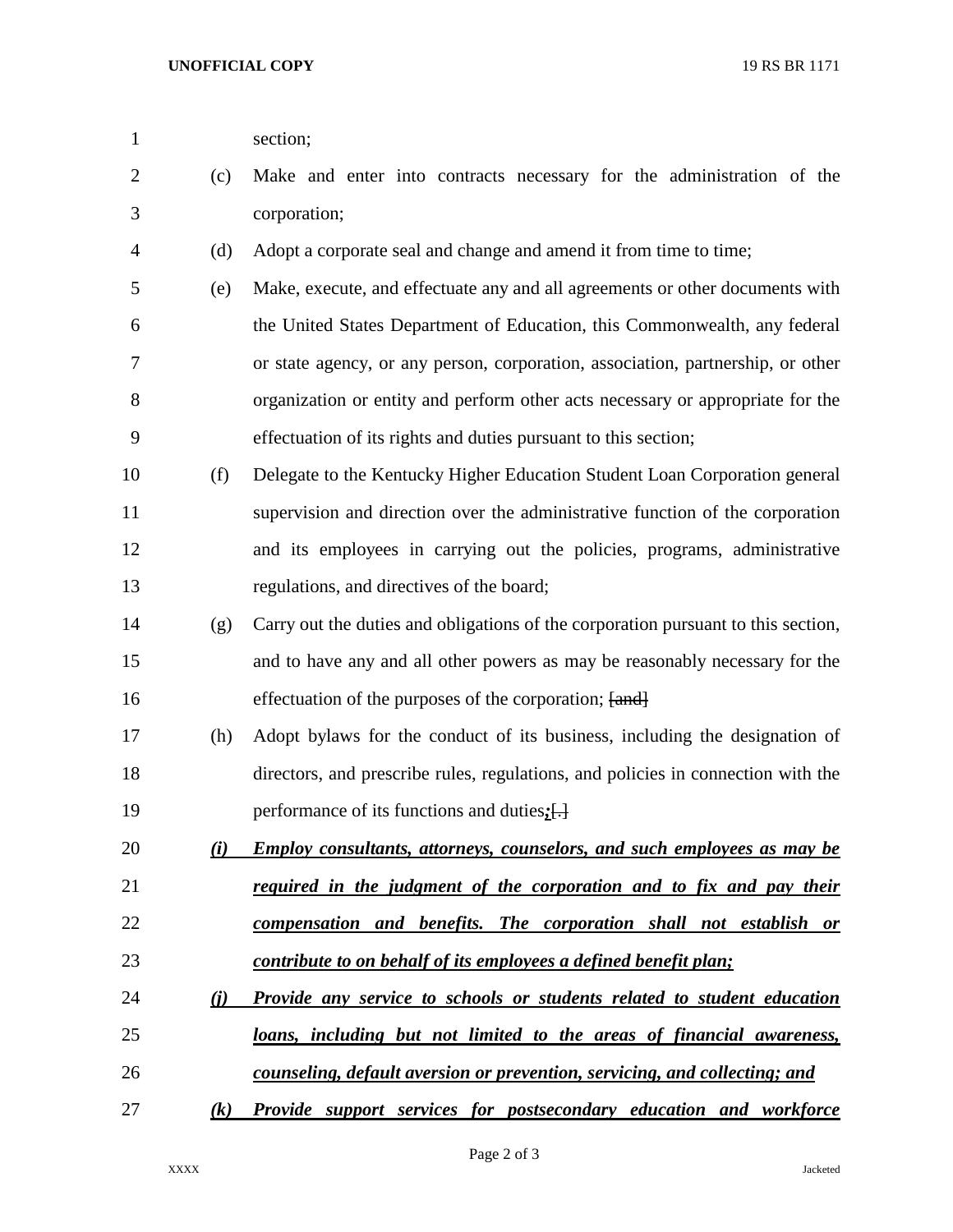section;

(c) Make and enter into contracts necessary for the administration of the corporation;

(d) Adopt a corporate seal and change and amend it from time to time;

(e) Make, execute, and effectuate any and all agreements or other documents with the United States Department of Education, this Commonwealth, any federal or state agency, or any person, corporation, association, partnership, or other organization or entity and perform other acts necessary or appropriate for the effectuation of its rights and duties pursuant to this section;

(f) Delegate to the Kentucky Higher Education Student Loan Corporation general supervision and direction over the administrative function of the corporation and its employees in carrying out the policies, programs, administrative regulations, and directives of the board;

(g) Carry out the duties and obligations of the corporation pursuant to this section, and to have any and all other powers as may be reasonably necessary for the effectuation of the purposes of the corporation; ~~[and]~~

(h) Adopt bylaws for the conduct of its business, including the designation of directors, and prescribe rules, regulations, and policies in connection with the performance of its functions and duties***;***~~[.]~~

***(i) Employ consultants, attorneys, counselors, and such employees as may be required in the judgment of the corporation and to fix and pay their compensation and benefits. The corporation shall not establish or contribute to on behalf of its employees a defined benefit plan;***

***(j) Provide any service to schools or students related to student education loans, including but not limited to the areas of financial awareness, counseling, default aversion or prevention, servicing, and collecting; and***

***(k) Provide support services for postsecondary education and workforce***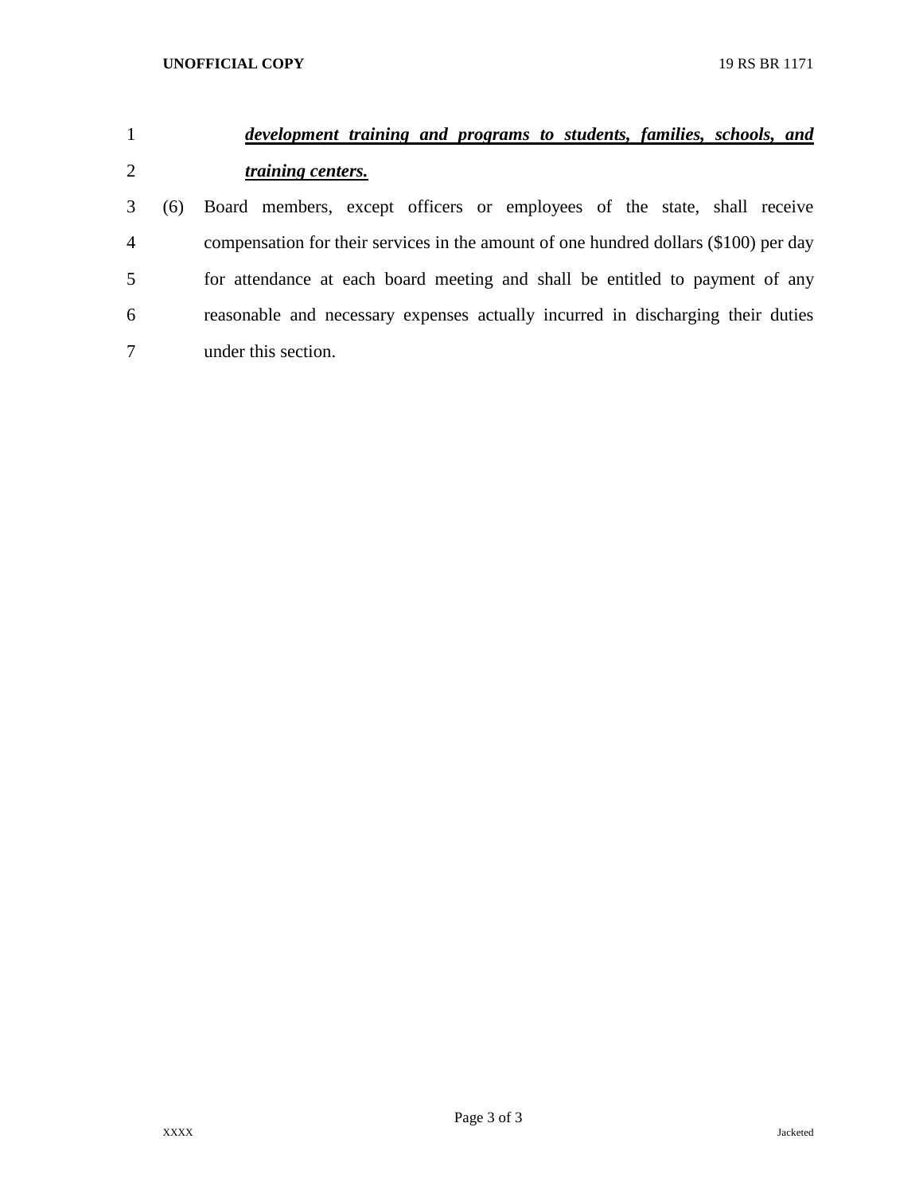***development training and programs to students, families, schools, and training centers.***

(6) Board members, except officers or employees of the state, shall receive compensation for their services in the amount of one hundred dollars ($100) per day for attendance at each board meeting and shall be entitled to payment of any reasonable and necessary expenses actually incurred in discharging their duties under this section.